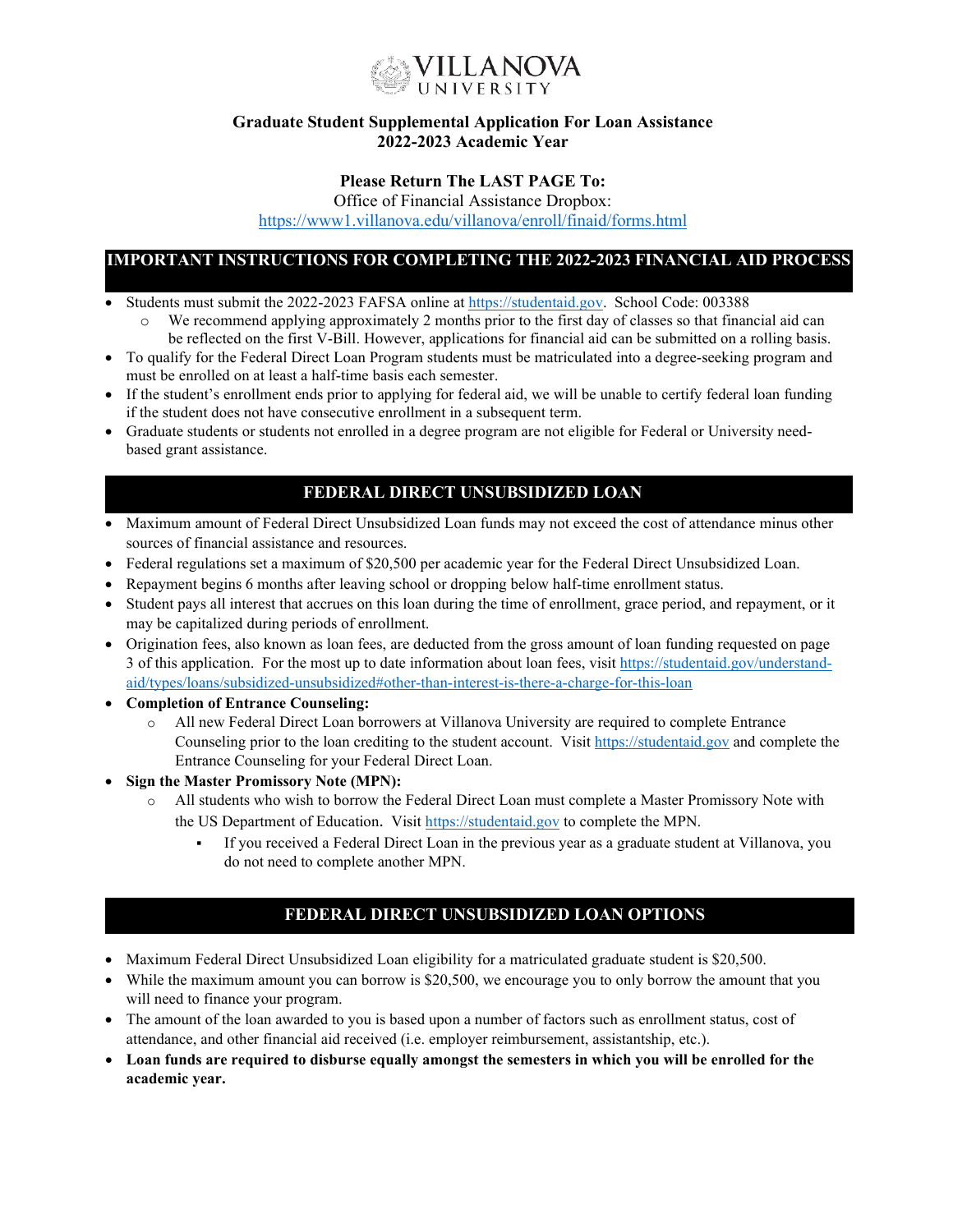# VILLANOVA UNIVERSITY

## Graduate Student Supplemental Application For Loan Assistance 2022-2023 Academic Year

**Please Return The LAST PAGE To:**

Office of Financial Assistance Dropbox:
https://www1.villanova.edu/villanova/enroll/finaid/forms.html

## IMPORTANT INSTRUCTIONS FOR COMPLETING THE 2022-2023 FINANCIAL AID PROCESS

- Students must submit the 2022-2023 FAFSA online at https://studentaid.gov. School Code: 003388
  - We recommend applying approximately 2 months prior to the first day of classes so that financial aid can be reflected on the first V-Bill. However, applications for financial aid can be submitted on a rolling basis.
- To qualify for the Federal Direct Loan Program students must be matriculated into a degree-seeking program and must be enrolled on at least a half-time basis each semester.
- If the student's enrollment ends prior to applying for federal aid, we will be unable to certify federal loan funding if the student does not have consecutive enrollment in a subsequent term.
- Graduate students or students not enrolled in a degree program are not eligible for Federal or University need-based grant assistance.

## FEDERAL DIRECT UNSUBSIDIZED LOAN

- Maximum amount of Federal Direct Unsubsidized Loan funds may not exceed the cost of attendance minus other sources of financial assistance and resources.
- Federal regulations set a maximum of $20,500 per academic year for the Federal Direct Unsubsidized Loan.
- Repayment begins 6 months after leaving school or dropping below half-time enrollment status.
- Student pays all interest that accrues on this loan during the time of enrollment, grace period, and repayment, or it may be capitalized during periods of enrollment.
- Origination fees, also known as loan fees, are deducted from the gross amount of loan funding requested on page 3 of this application. For the most up to date information about loan fees, visit https://studentaid.gov/understand-aid/types/loans/subsidized-unsubsidized#other-than-interest-is-there-a-charge-for-this-loan
- **Completion of Entrance Counseling:**
  - All new Federal Direct Loan borrowers at Villanova University are required to complete Entrance Counseling prior to the loan crediting to the student account. Visit https://studentaid.gov and complete the Entrance Counseling for your Federal Direct Loan.
- **Sign the Master Promissory Note (MPN):**
  - All students who wish to borrow the Federal Direct Loan must complete a Master Promissory Note with the US Department of Education. Visit https://studentaid.gov to complete the MPN.
    - If you received a Federal Direct Loan in the previous year as a graduate student at Villanova, you do not need to complete another MPN.

## FEDERAL DIRECT UNSUBSIDIZED LOAN OPTIONS

- Maximum Federal Direct Unsubsidized Loan eligibility for a matriculated graduate student is $20,500.
- While the maximum amount you can borrow is $20,500, we encourage you to only borrow the amount that you will need to finance your program.
- The amount of the loan awarded to you is based upon a number of factors such as enrollment status, cost of attendance, and other financial aid received (i.e. employer reimbursement, assistantship, etc.).
- **Loan funds are required to disburse equally amongst the semesters in which you will be enrolled for the academic year.**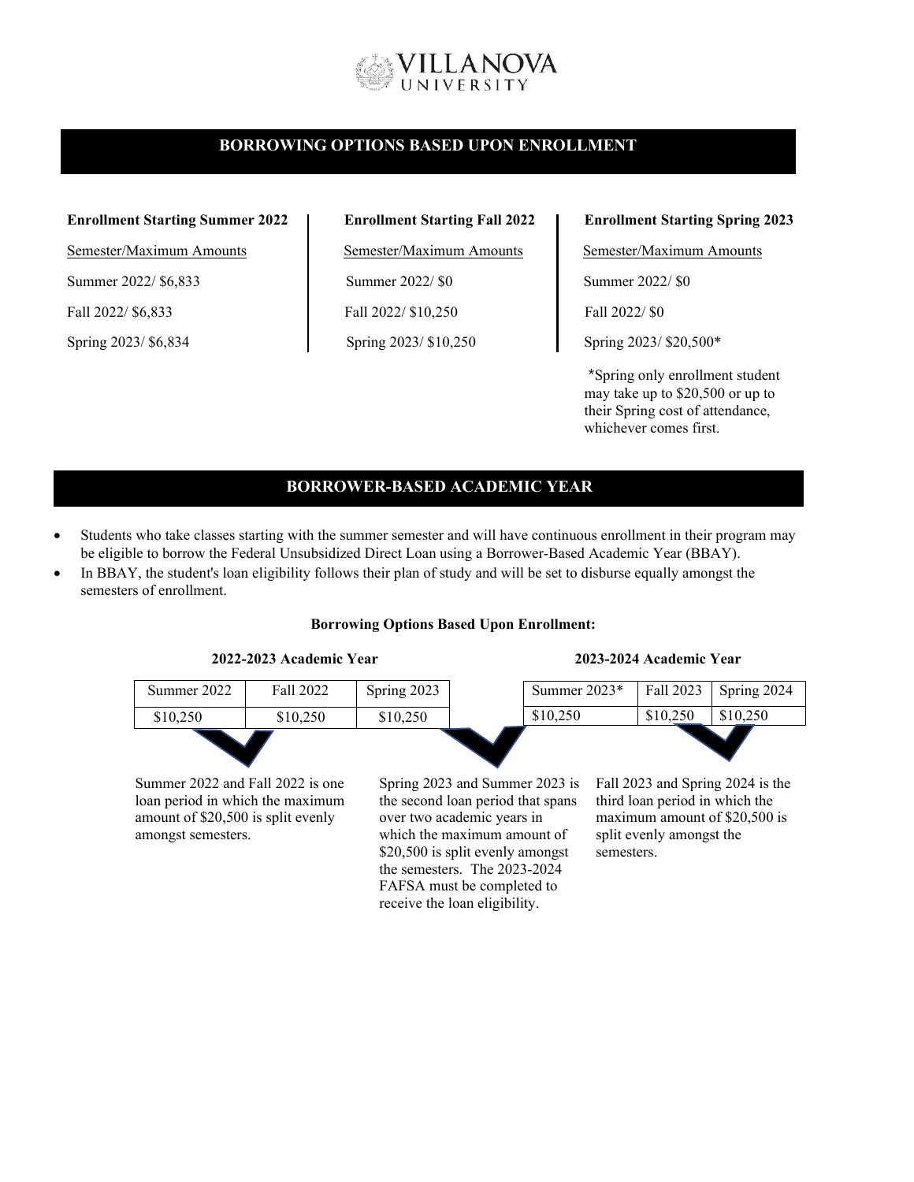# VILLANOVA UNIVERSITY

## BORROWING OPTIONS BASED UPON ENROLLMENT

**Enrollment Starting Summer 2022**

Semester/Maximum Amounts

Summer 2022/ $6,833

Fall 2022/ $6,833

Spring 2023/ $6,834

**Enrollment Starting Fall 2022**

Semester/Maximum Amounts

Summer 2022/ $0

Fall 2022/ $10,250

Spring 2023/ $10,250

**Enrollment Starting Spring 2023**

Semester/Maximum Amounts

Summer 2022/ $0

Fall 2022/ $0

Spring 2023/ $20,500*

*Spring only enrollment student may take up to $20,500 or up to their Spring cost of attendance, whichever comes first.

## BORROWER-BASED ACADEMIC YEAR

- Students who take classes starting with the summer semester and will have continuous enrollment in their program may be eligible to borrow the Federal Unsubsidized Direct Loan using a Borrower-Based Academic Year (BBAY).
- In BBAY, the student's loan eligibility follows their plan of study and will be set to disburse equally amongst the semesters of enrollment.

**Borrowing Options Based Upon Enrollment:**

**2022-2023 Academic Year**

| Summer 2022 | Fall 2022 | Spring 2023 |
| --- | --- | --- |
| $10,250 | $10,250 | $10,250 |

**2023-2024 Academic Year**

| Summer 2023* | Fall 2023 | Spring 2024 |
| --- | --- | --- |
| $10,250 | $10,250 | $10,250 |

Summer 2022 and Fall 2022 is one loan period in which the maximum amount of $20,500 is split evenly amongst semesters.

Spring 2023 and Summer 2023 is the second loan period that spans over two academic years in which the maximum amount of $20,500 is split evenly amongst the semesters. The 2023-2024 FAFSA must be completed to receive the loan eligibility.

Fall 2023 and Spring 2024 is the third loan period in which the maximum amount of $20,500 is split evenly amongst the semesters.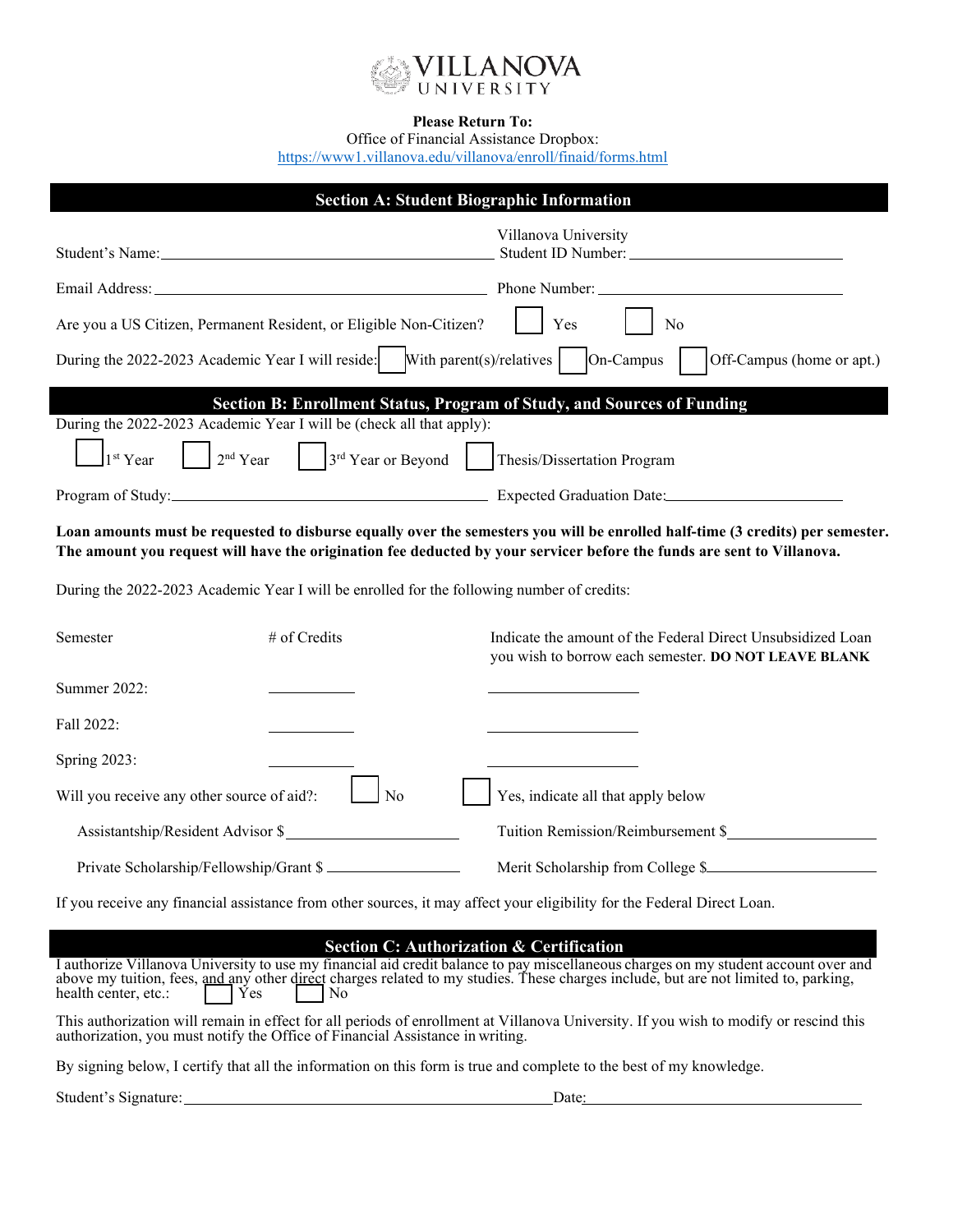VILLANOVA UNIVERSITY

**Please Return To:**
Office of Financial Assistance Dropbox:
https://www1.villanova.edu/villanova/enroll/finaid/forms.html

## Section A: Student Biographic Information

Student's Name: ______________________ Villanova University Student ID Number: ______________________

Email Address: ______________________ Phone Number: ______________________

Are you a US Citizen, Permanent Resident, or Eligible Non-Citizen? ☐ Yes ☐ No

During the 2022-2023 Academic Year I will reside: ☐ With parent(s)/relatives ☐ On-Campus ☐ Off-Campus (home or apt.)

## Section B: Enrollment Status, Program of Study, and Sources of Funding

During the 2022-2023 Academic Year I will be (check all that apply):

☐ 1st Year ☐ 2nd Year ☐ 3rd Year or Beyond ☐ Thesis/Dissertation Program

Program of Study: ______________________ Expected Graduation Date: ______________________

**Loan amounts must be requested to disburse equally over the semesters you will be enrolled half-time (3 credits) per semester. The amount you request will have the origination fee deducted by your servicer before the funds are sent to Villanova.**

During the 2022-2023 Academic Year I will be enrolled for the following number of credits:

| Semester | # of Credits | Indicate the amount of the Federal Direct Unsubsidized Loan you wish to borrow each semester. **DO NOT LEAVE BLANK** |
|---|---|---|
| Summer 2022: | ________ | ______________ |
| Fall 2022: | ________ | ______________ |
| Spring 2023: | ________ | ______________ |

Will you receive any other source of aid?: ☐ No ☐ Yes, indicate all that apply below

Assistantship/Resident Advisor $______________ Tuition Remission/Reimbursement $______________

Private Scholarship/Fellowship/Grant $______________ Merit Scholarship from College $______________

If you receive any financial assistance from other sources, it may affect your eligibility for the Federal Direct Loan.

## Section C: Authorization & Certification

I authorize Villanova University to use my financial aid credit balance to pay miscellaneous charges on my student account over and above my tuition, fees, and any other direct charges related to my studies. These charges include, but are not limited to, parking, health center, etc.: ☐ Yes ☐ No

This authorization will remain in effect for all periods of enrollment at Villanova University. If you wish to modify or rescind this authorization, you must notify the Office of Financial Assistance in writing.

By signing below, I certify that all the information on this form is true and complete to the best of my knowledge.

Student's Signature: ______________________ Date: ______________________